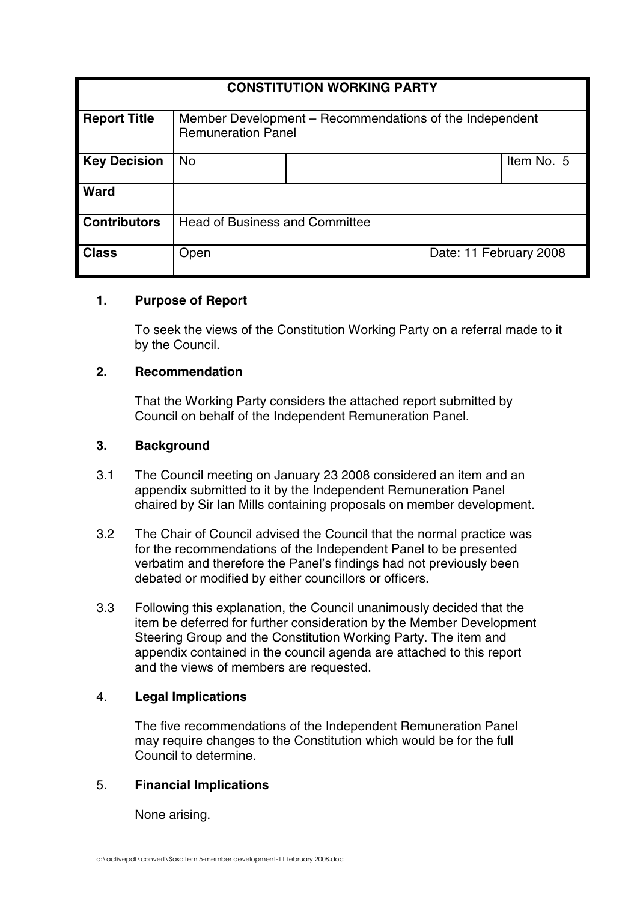| CONSTITUTION WORKING PARTY | | | |
|---|---|---|---|
| **Report Title** | Member Development – Recommendations of the Independent Remuneration Panel | | |
| **Key Decision** | No | | Item No. 5 |
| **Ward** | | | |
| **Contributors** | Head of Business and Committee | | |
| **Class** | Open | Date: 11 February 2008 | |

## 1. Purpose of Report

To seek the views of the Constitution Working Party on a referral made to it by the Council.

## 2. Recommendation

That the Working Party considers the attached report submitted by Council on behalf of the Independent Remuneration Panel.

## 3. Background

3.1 The Council meeting on January 23 2008 considered an item and an appendix submitted to it by the Independent Remuneration Panel chaired by Sir Ian Mills containing proposals on member development.

3.2 The Chair of Council advised the Council that the normal practice was for the recommendations of the Independent Panel to be presented verbatim and therefore the Panel's findings had not previously been debated or modified by either councillors or officers.

3.3 Following this explanation, the Council unanimously decided that the item be deferred for further consideration by the Member Development Steering Group and the Constitution Working Party. The item and appendix contained in the council agenda are attached to this report and the views of members are requested.

## 4. Legal Implications

The five recommendations of the Independent Remuneration Panel may require changes to the Constitution which would be for the full Council to determine.

## 5. Financial Implications

None arising.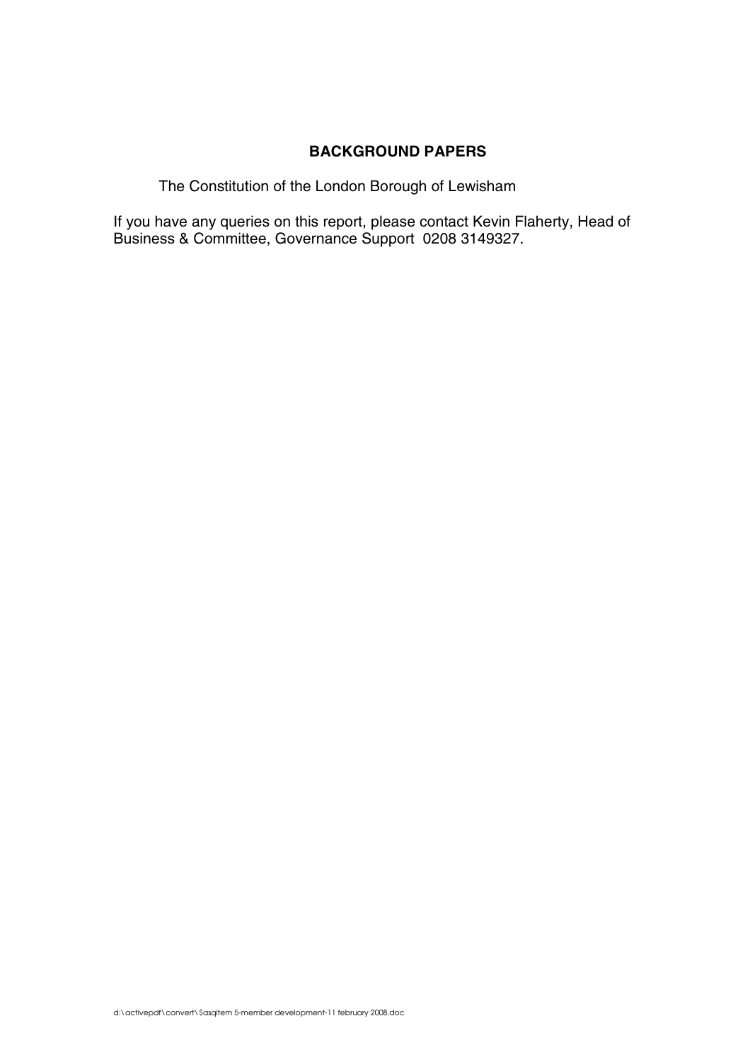## BACKGROUND PAPERS

The Constitution of the London Borough of Lewisham

If you have any queries on this report, please contact Kevin Flaherty, Head of Business & Committee, Governance Support 0208 3149327.